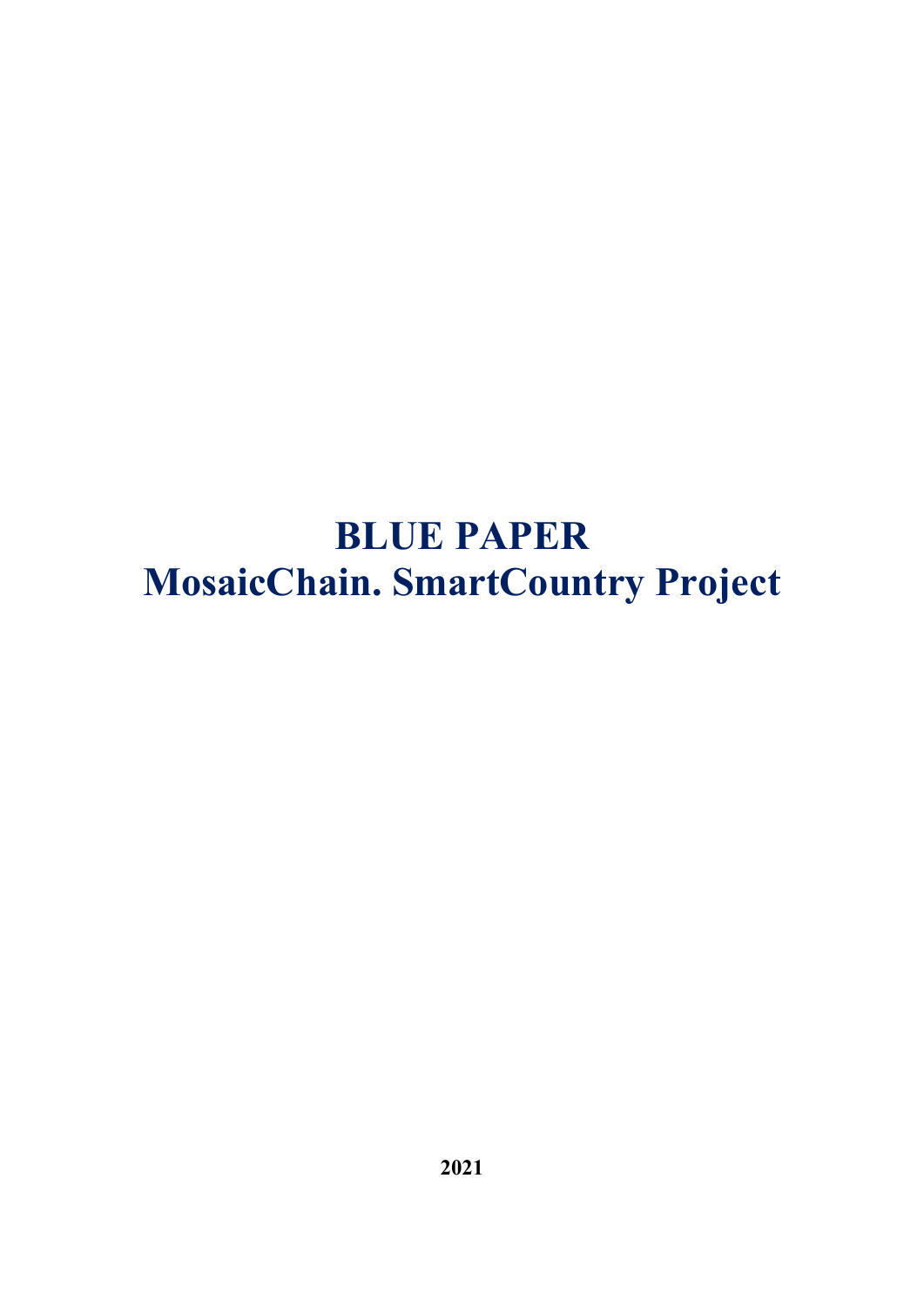# BLUE PAPER
# MosaicChain. SmartCountry Project

**2021**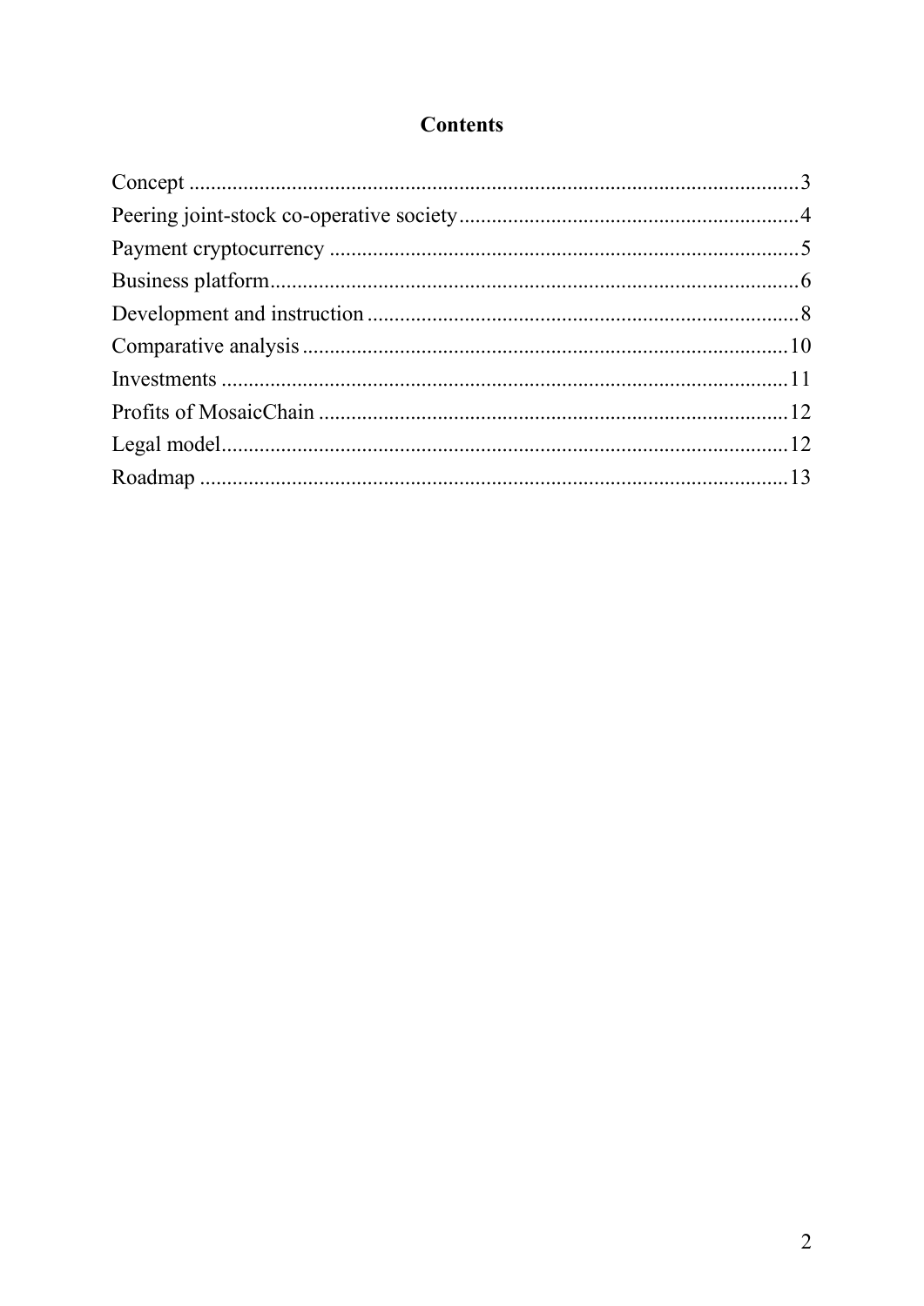# Contents

Concept ........................................................................................................ 3
Peering joint-stock co-operative society ............................................................ 4
Payment cryptocurrency .................................................................................... 5
Business platform ............................................................................................... 6
Development and instruction ............................................................................. 8
Comparative analysis ......................................................................................... 10
Investments ....................................................................................................... 11
Profits of MosaicChain ...................................................................................... 12
Legal model ....................................................................................................... 12
Roadmap ........................................................................................................... 13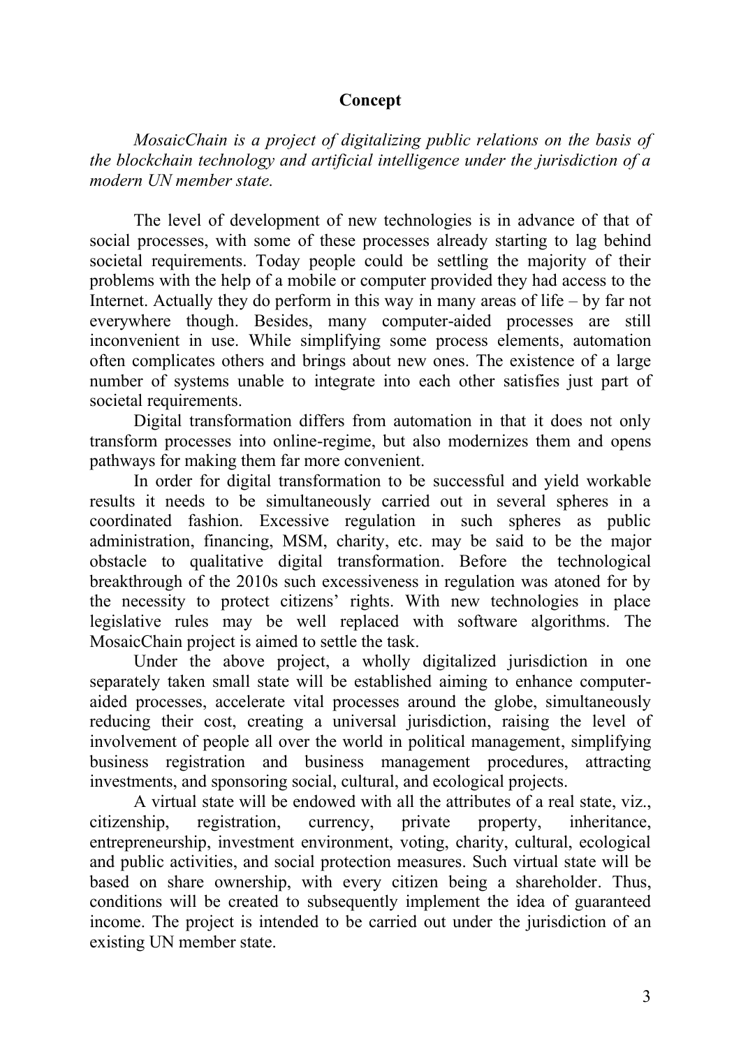## Concept

*MosaicChain is a project of digitalizing public relations on the basis of the blockchain technology and artificial intelligence under the jurisdiction of a modern UN member state.*

The level of development of new technologies is in advance of that of social processes, with some of these processes already starting to lag behind societal requirements. Today people could be settling the majority of their problems with the help of a mobile or computer provided they had access to the Internet. Actually they do perform in this way in many areas of life – by far not everywhere though. Besides, many computer-aided processes are still inconvenient in use. While simplifying some process elements, automation often complicates others and brings about new ones. The existence of a large number of systems unable to integrate into each other satisfies just part of societal requirements.

Digital transformation differs from automation in that it does not only transform processes into online-regime, but also modernizes them and opens pathways for making them far more convenient.

In order for digital transformation to be successful and yield workable results it needs to be simultaneously carried out in several spheres in a coordinated fashion. Excessive regulation in such spheres as public administration, financing, MSM, charity, etc. may be said to be the major obstacle to qualitative digital transformation. Before the technological breakthrough of the 2010s such excessiveness in regulation was atoned for by the necessity to protect citizens' rights. With new technologies in place legislative rules may be well replaced with software algorithms. The MosaicChain project is aimed to settle the task.

Under the above project, a wholly digitalized jurisdiction in one separately taken small state will be established aiming to enhance computer-aided processes, accelerate vital processes around the globe, simultaneously reducing their cost, creating a universal jurisdiction, raising the level of involvement of people all over the world in political management, simplifying business registration and business management procedures, attracting investments, and sponsoring social, cultural, and ecological projects.

A virtual state will be endowed with all the attributes of a real state, viz., citizenship, registration, currency, private property, inheritance, entrepreneurship, investment environment, voting, charity, cultural, ecological and public activities, and social protection measures. Such virtual state will be based on share ownership, with every citizen being a shareholder. Thus, conditions will be created to subsequently implement the idea of guaranteed income. The project is intended to be carried out under the jurisdiction of an existing UN member state.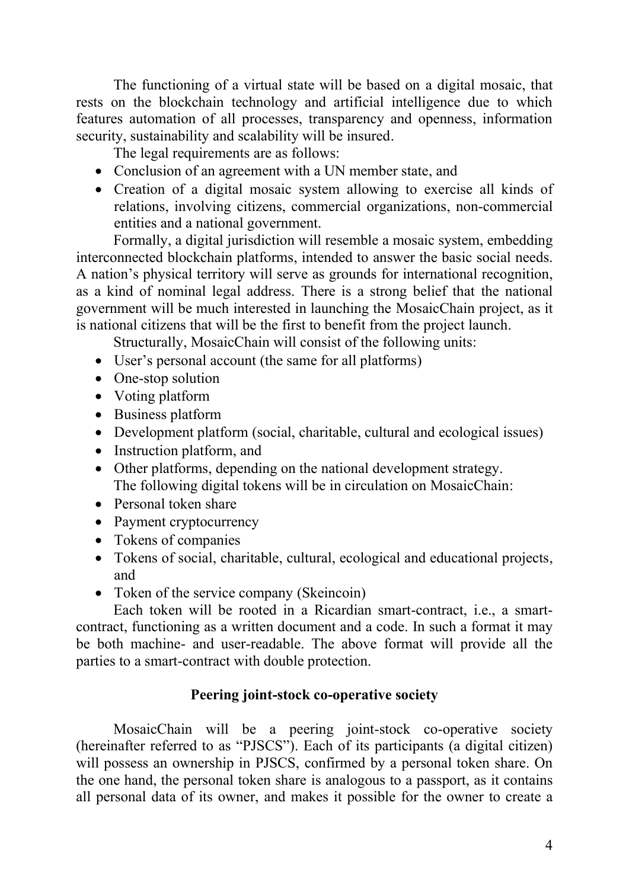The functioning of a virtual state will be based on a digital mosaic, that rests on the blockchain technology and artificial intelligence due to which features automation of all processes, transparency and openness, information security, sustainability and scalability will be insured.

The legal requirements are as follows:

- Conclusion of an agreement with a UN member state, and
- Creation of a digital mosaic system allowing to exercise all kinds of relations, involving citizens, commercial organizations, non-commercial entities and a national government.

Formally, a digital jurisdiction will resemble a mosaic system, embedding interconnected blockchain platforms, intended to answer the basic social needs. A nation's physical territory will serve as grounds for international recognition, as a kind of nominal legal address. There is a strong belief that the national government will be much interested in launching the MosaicChain project, as it is national citizens that will be the first to benefit from the project launch.

Structurally, MosaicChain will consist of the following units:

- User's personal account (the same for all platforms)
- One-stop solution
- Voting platform
- Business platform
- Development platform (social, charitable, cultural and ecological issues)
- Instruction platform, and
- Other platforms, depending on the national development strategy.

The following digital tokens will be in circulation on MosaicChain:

- Personal token share
- Payment cryptocurrency
- Tokens of companies
- Tokens of social, charitable, cultural, ecological and educational projects, and
- Token of the service company (Skeincoin)

Each token will be rooted in a Ricardian smart-contract, i.e., a smart-contract, functioning as a written document and a code. In such a format it may be both machine- and user-readable. The above format will provide all the parties to a smart-contract with double protection.

## Peering joint-stock co-operative society

MosaicChain will be a peering joint-stock co-operative society (hereinafter referred to as "PJSCS"). Each of its participants (a digital citizen) will possess an ownership in PJSCS, confirmed by a personal token share. On the one hand, the personal token share is analogous to a passport, as it contains all personal data of its owner, and makes it possible for the owner to create a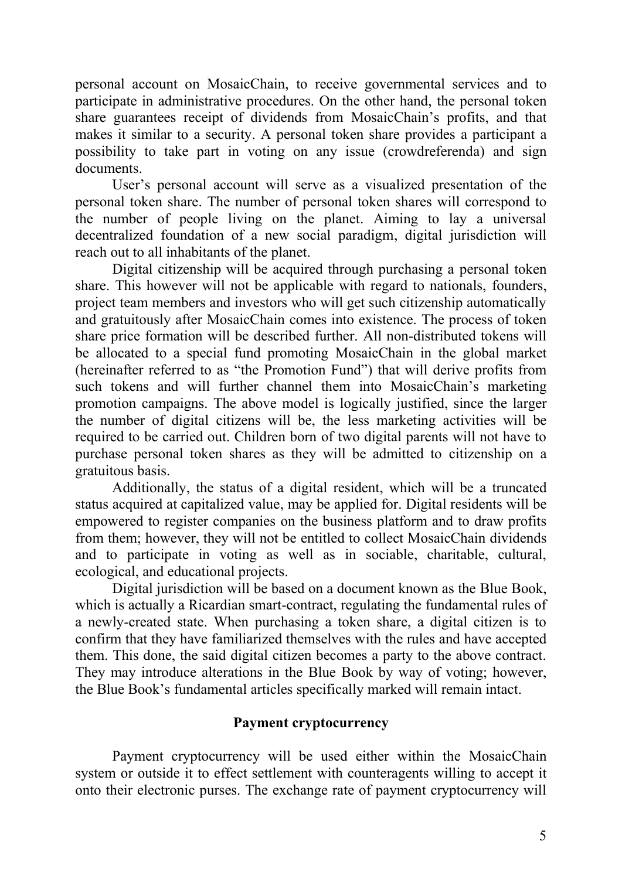personal account on MosaicChain, to receive governmental services and to participate in administrative procedures. On the other hand, the personal token share guarantees receipt of dividends from MosaicChain's profits, and that makes it similar to a security. A personal token share provides a participant a possibility to take part in voting on any issue (crowdreferenda) and sign documents.

User's personal account will serve as a visualized presentation of the personal token share. The number of personal token shares will correspond to the number of people living on the planet. Aiming to lay a universal decentralized foundation of a new social paradigm, digital jurisdiction will reach out to all inhabitants of the planet.

Digital citizenship will be acquired through purchasing a personal token share. This however will not be applicable with regard to nationals, founders, project team members and investors who will get such citizenship automatically and gratuitously after MosaicChain comes into existence. The process of token share price formation will be described further. All non-distributed tokens will be allocated to a special fund promoting MosaicChain in the global market (hereinafter referred to as "the Promotion Fund") that will derive profits from such tokens and will further channel them into MosaicChain's marketing promotion campaigns. The above model is logically justified, since the larger the number of digital citizens will be, the less marketing activities will be required to be carried out. Children born of two digital parents will not have to purchase personal token shares as they will be admitted to citizenship on a gratuitous basis.

Additionally, the status of a digital resident, which will be a truncated status acquired at capitalized value, may be applied for. Digital residents will be empowered to register companies on the business platform and to draw profits from them; however, they will not be entitled to collect MosaicChain dividends and to participate in voting as well as in sociable, charitable, cultural, ecological, and educational projects.

Digital jurisdiction will be based on a document known as the Blue Book, which is actually a Ricardian smart-contract, regulating the fundamental rules of a newly-created state. When purchasing a token share, a digital citizen is to confirm that they have familiarized themselves with the rules and have accepted them. This done, the said digital citizen becomes a party to the above contract. They may introduce alterations in the Blue Book by way of voting; however, the Blue Book's fundamental articles specifically marked will remain intact.

## Payment cryptocurrency

Payment cryptocurrency will be used either within the MosaicChain system or outside it to effect settlement with counteragents willing to accept it onto their electronic purses. The exchange rate of payment cryptocurrency will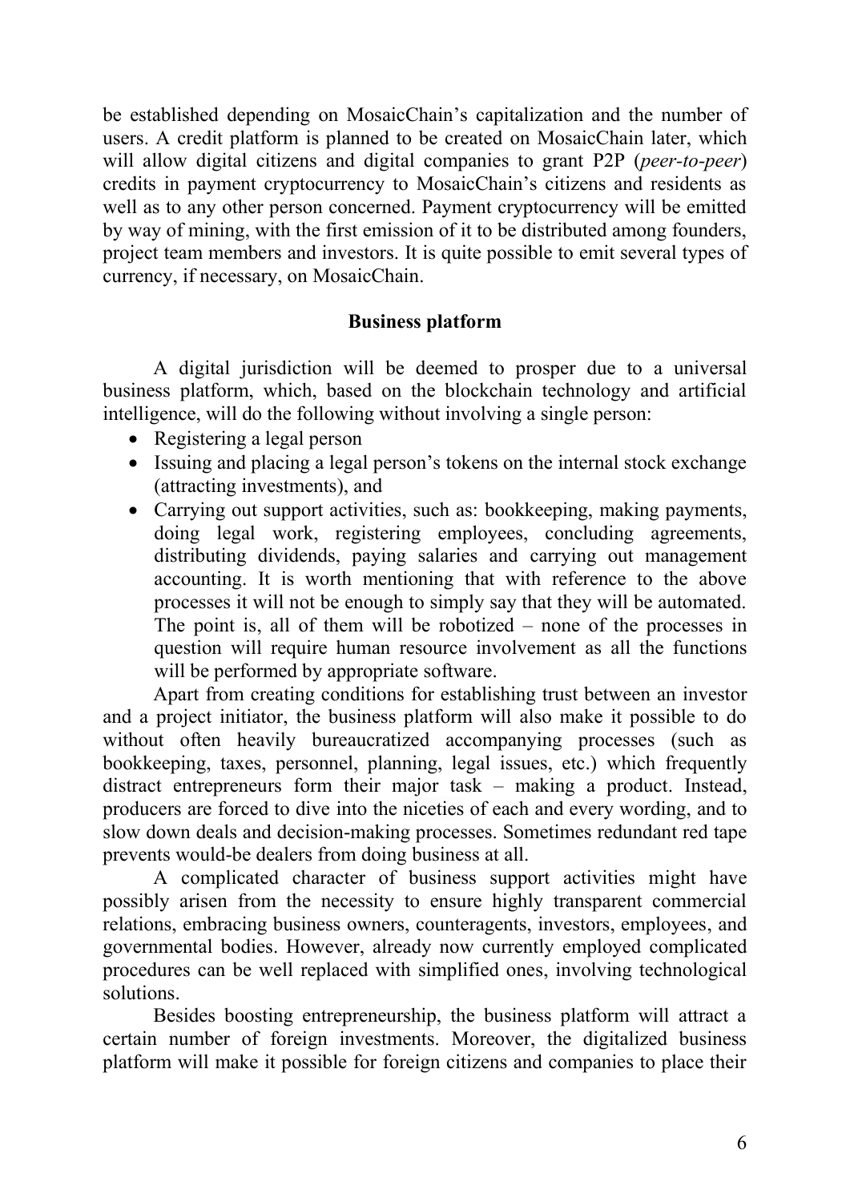be established depending on MosaicChain's capitalization and the number of users. A credit platform is planned to be created on MosaicChain later, which will allow digital citizens and digital companies to grant P2P (*peer-to-peer*) credits in payment cryptocurrency to MosaicChain's citizens and residents as well as to any other person concerned. Payment cryptocurrency will be emitted by way of mining, with the first emission of it to be distributed among founders, project team members and investors. It is quite possible to emit several types of currency, if necessary, on MosaicChain.

## Business platform

A digital jurisdiction will be deemed to prosper due to a universal business platform, which, based on the blockchain technology and artificial intelligence, will do the following without involving a single person:

- Registering a legal person
- Issuing and placing a legal person's tokens on the internal stock exchange (attracting investments), and
- Carrying out support activities, such as: bookkeeping, making payments, doing legal work, registering employees, concluding agreements, distributing dividends, paying salaries and carrying out management accounting. It is worth mentioning that with reference to the above processes it will not be enough to simply say that they will be automated. The point is, all of them will be robotized – none of the processes in question will require human resource involvement as all the functions will be performed by appropriate software.

Apart from creating conditions for establishing trust between an investor and a project initiator, the business platform will also make it possible to do without often heavily bureaucratized accompanying processes (such as bookkeeping, taxes, personnel, planning, legal issues, etc.) which frequently distract entrepreneurs form their major task – making a product. Instead, producers are forced to dive into the niceties of each and every wording, and to slow down deals and decision-making processes. Sometimes redundant red tape prevents would-be dealers from doing business at all.

A complicated character of business support activities might have possibly arisen from the necessity to ensure highly transparent commercial relations, embracing business owners, counteragents, investors, employees, and governmental bodies. However, already now currently employed complicated procedures can be well replaced with simplified ones, involving technological solutions.

Besides boosting entrepreneurship, the business platform will attract a certain number of foreign investments. Moreover, the digitalized business platform will make it possible for foreign citizens and companies to place their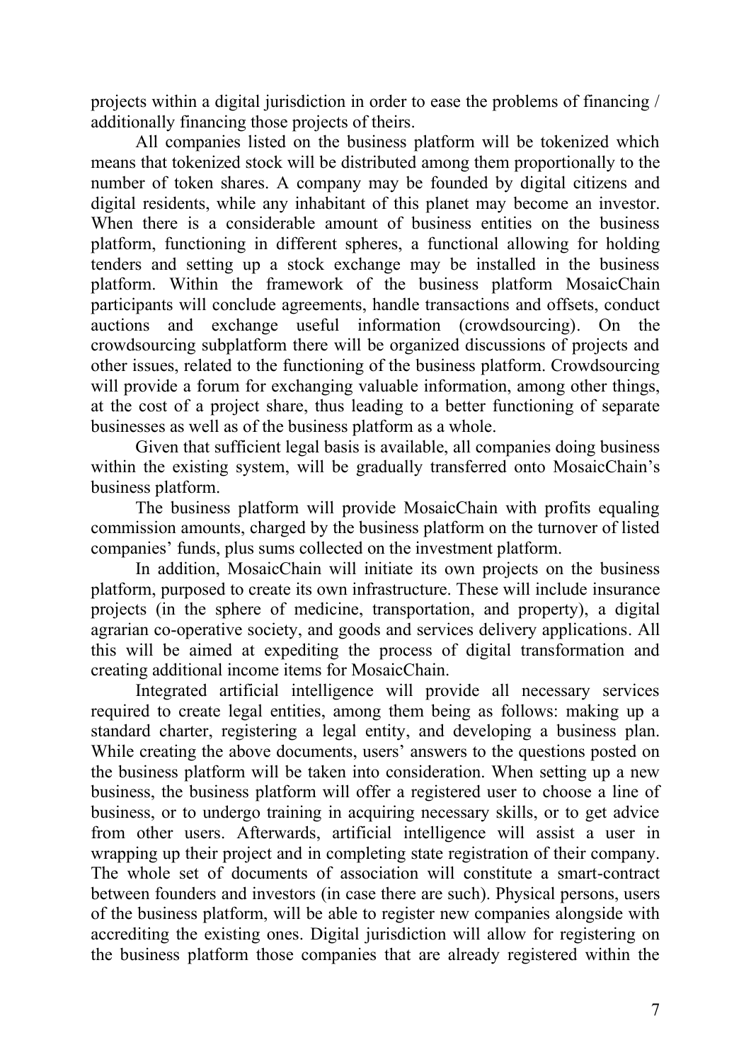projects within a digital jurisdiction in order to ease the problems of financing / additionally financing those projects of theirs.

All companies listed on the business platform will be tokenized which means that tokenized stock will be distributed among them proportionally to the number of token shares. A company may be founded by digital citizens and digital residents, while any inhabitant of this planet may become an investor. When there is a considerable amount of business entities on the business platform, functioning in different spheres, a functional allowing for holding tenders and setting up a stock exchange may be installed in the business platform. Within the framework of the business platform MosaicChain participants will conclude agreements, handle transactions and offsets, conduct auctions and exchange useful information (crowdsourcing). On the crowdsourcing subplatform there will be organized discussions of projects and other issues, related to the functioning of the business platform. Crowdsourcing will provide a forum for exchanging valuable information, among other things, at the cost of a project share, thus leading to a better functioning of separate businesses as well as of the business platform as a whole.

Given that sufficient legal basis is available, all companies doing business within the existing system, will be gradually transferred onto MosaicChain's business platform.

The business platform will provide MosaicChain with profits equaling commission amounts, charged by the business platform on the turnover of listed companies' funds, plus sums collected on the investment platform.

In addition, MosaicChain will initiate its own projects on the business platform, purposed to create its own infrastructure. These will include insurance projects (in the sphere of medicine, transportation, and property), a digital agrarian co-operative society, and goods and services delivery applications. All this will be aimed at expediting the process of digital transformation and creating additional income items for MosaicChain.

Integrated artificial intelligence will provide all necessary services required to create legal entities, among them being as follows: making up a standard charter, registering a legal entity, and developing a business plan. While creating the above documents, users' answers to the questions posted on the business platform will be taken into consideration. When setting up a new business, the business platform will offer a registered user to choose a line of business, or to undergo training in acquiring necessary skills, or to get advice from other users. Afterwards, artificial intelligence will assist a user in wrapping up their project and in completing state registration of their company. The whole set of documents of association will constitute a smart-contract between founders and investors (in case there are such). Physical persons, users of the business platform, will be able to register new companies alongside with accrediting the existing ones. Digital jurisdiction will allow for registering on the business platform those companies that are already registered within the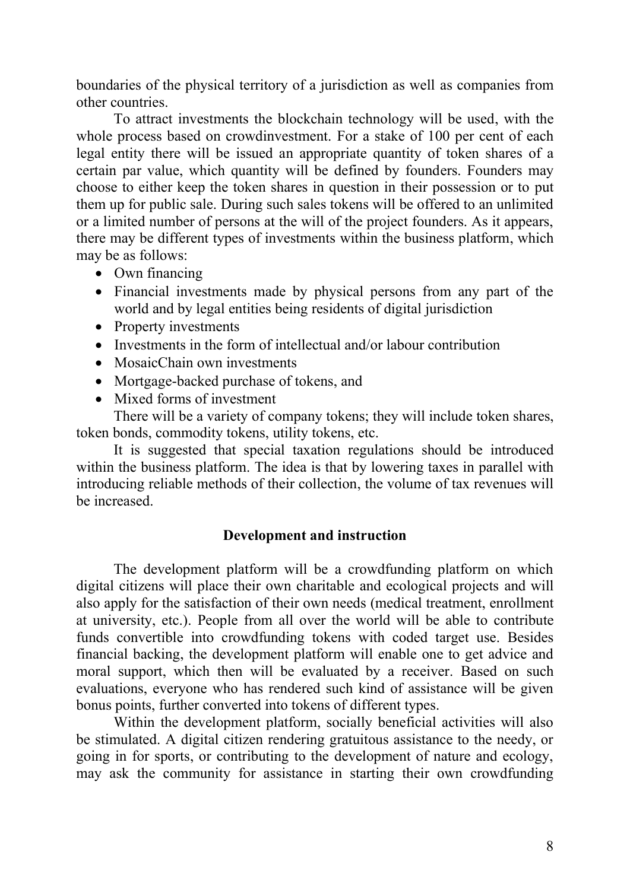boundaries of the physical territory of a jurisdiction as well as companies from other countries.

To attract investments the blockchain technology will be used, with the whole process based on crowdinvestment. For a stake of 100 per cent of each legal entity there will be issued an appropriate quantity of token shares of a certain par value, which quantity will be defined by founders. Founders may choose to either keep the token shares in question in their possession or to put them up for public sale. During such sales tokens will be offered to an unlimited or a limited number of persons at the will of the project founders. As it appears, there may be different types of investments within the business platform, which may be as follows:

- Own financing
- Financial investments made by physical persons from any part of the world and by legal entities being residents of digital jurisdiction
- Property investments
- Investments in the form of intellectual and/or labour contribution
- MosaicChain own investments
- Mortgage-backed purchase of tokens, and
- Mixed forms of investment

There will be a variety of company tokens; they will include token shares, token bonds, commodity tokens, utility tokens, etc.

It is suggested that special taxation regulations should be introduced within the business platform. The idea is that by lowering taxes in parallel with introducing reliable methods of their collection, the volume of tax revenues will be increased.

## Development and instruction

The development platform will be a crowdfunding platform on which digital citizens will place their own charitable and ecological projects and will also apply for the satisfaction of their own needs (medical treatment, enrollment at university, etc.). People from all over the world will be able to contribute funds convertible into crowdfunding tokens with coded target use. Besides financial backing, the development platform will enable one to get advice and moral support, which then will be evaluated by a receiver. Based on such evaluations, everyone who has rendered such kind of assistance will be given bonus points, further converted into tokens of different types.

Within the development platform, socially beneficial activities will also be stimulated. A digital citizen rendering gratuitous assistance to the needy, or going in for sports, or contributing to the development of nature and ecology, may ask the community for assistance in starting their own crowdfunding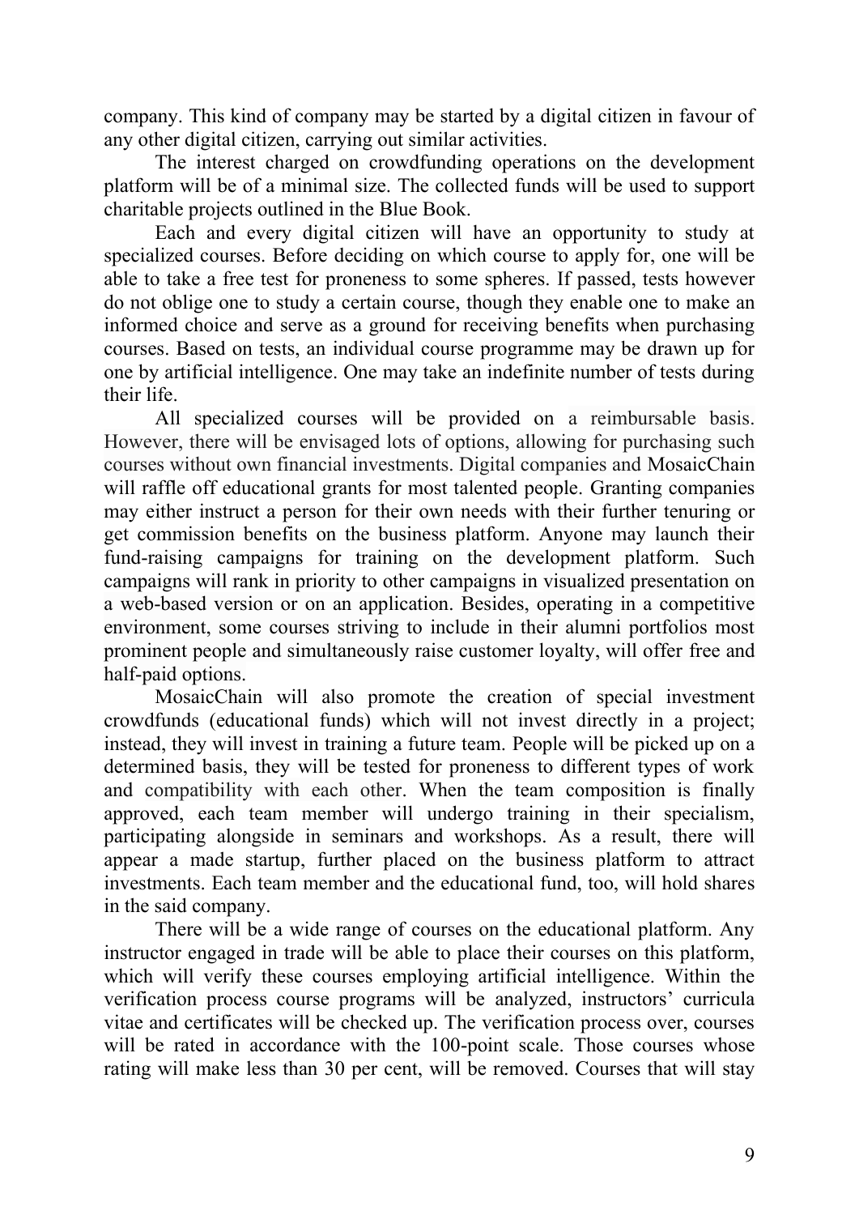company. This kind of company may be started by a digital citizen in favour of any other digital citizen, carrying out similar activities.

The interest charged on crowdfunding operations on the development platform will be of a minimal size. The collected funds will be used to support charitable projects outlined in the Blue Book.

Each and every digital citizen will have an opportunity to study at specialized courses. Before deciding on which course to apply for, one will be able to take a free test for proneness to some spheres. If passed, tests however do not oblige one to study a certain course, though they enable one to make an informed choice and serve as a ground for receiving benefits when purchasing courses. Based on tests, an individual course programme may be drawn up for one by artificial intelligence. One may take an indefinite number of tests during their life.

All specialized courses will be provided on a reimbursable basis. However, there will be envisaged lots of options, allowing for purchasing such courses without own financial investments. Digital companies and MosaicChain will raffle off educational grants for most talented people. Granting companies may either instruct a person for their own needs with their further tenuring or get commission benefits on the business platform. Anyone may launch their fund-raising campaigns for training on the development platform. Such campaigns will rank in priority to other campaigns in visualized presentation on a web-based version or on an application. Besides, operating in a competitive environment, some courses striving to include in their alumni portfolios most prominent people and simultaneously raise customer loyalty, will offer free and half-paid options.

MosaicChain will also promote the creation of special investment crowdfunds (educational funds) which will not invest directly in a project; instead, they will invest in training a future team. People will be picked up on a determined basis, they will be tested for proneness to different types of work and compatibility with each other. When the team composition is finally approved, each team member will undergo training in their specialism, participating alongside in seminars and workshops. As a result, there will appear a made startup, further placed on the business platform to attract investments. Each team member and the educational fund, too, will hold shares in the said company.

There will be a wide range of courses on the educational platform. Any instructor engaged in trade will be able to place their courses on this platform, which will verify these courses employing artificial intelligence. Within the verification process course programs will be analyzed, instructors' curricula vitae and certificates will be checked up. The verification process over, courses will be rated in accordance with the 100-point scale. Those courses whose rating will make less than 30 per cent, will be removed. Courses that will stay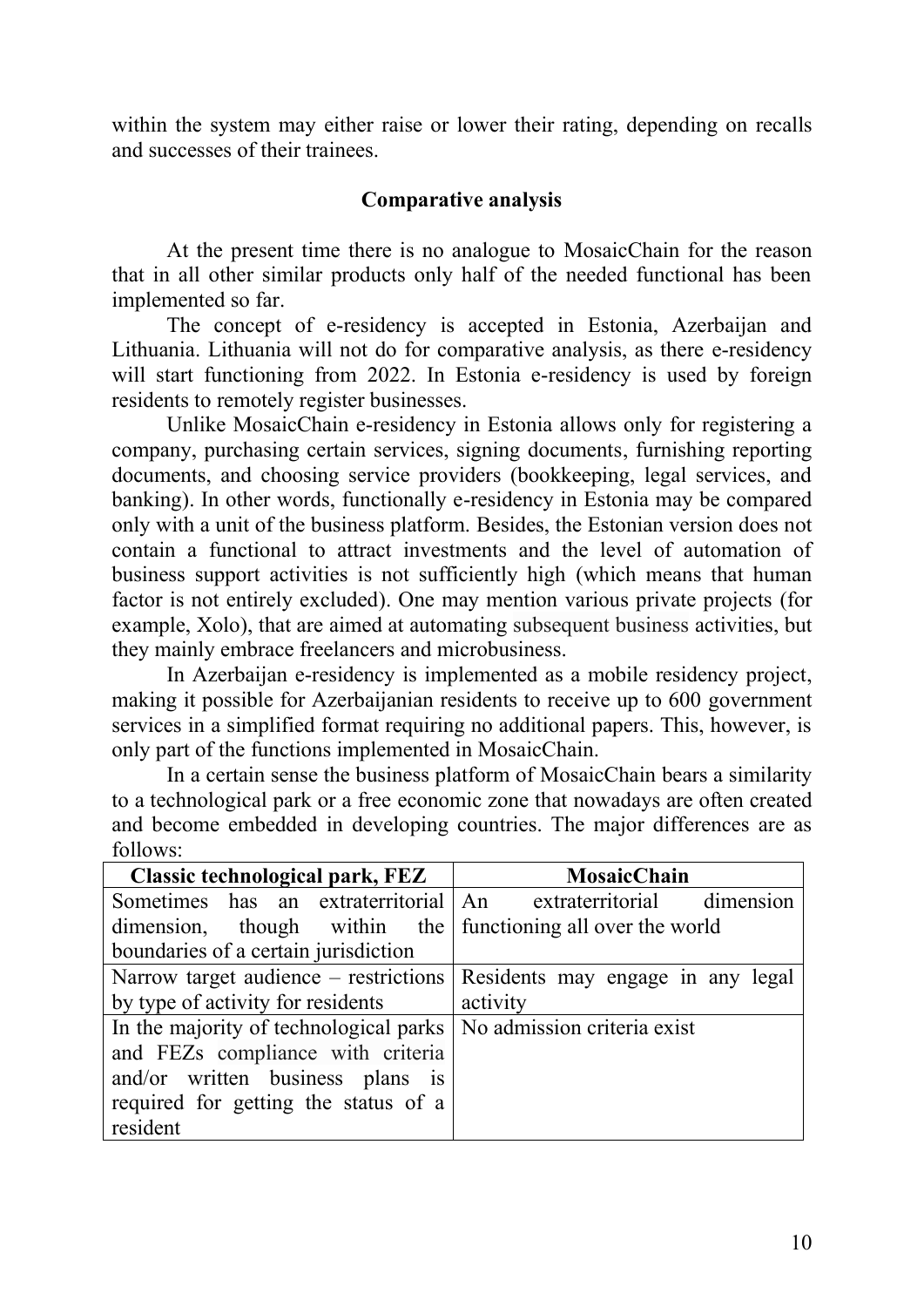within the system may either raise or lower their rating, depending on recalls and successes of their trainees.

## Comparative analysis

At the present time there is no analogue to MosaicChain for the reason that in all other similar products only half of the needed functional has been implemented so far.

The concept of e-residency is accepted in Estonia, Azerbaijan and Lithuania. Lithuania will not do for comparative analysis, as there e-residency will start functioning from 2022. In Estonia e-residency is used by foreign residents to remotely register businesses.

Unlike MosaicChain e-residency in Estonia allows only for registering a company, purchasing certain services, signing documents, furnishing reporting documents, and choosing service providers (bookkeeping, legal services, and banking). In other words, functionally e-residency in Estonia may be compared only with a unit of the business platform. Besides, the Estonian version does not contain a functional to attract investments and the level of automation of business support activities is not sufficiently high (which means that human factor is not entirely excluded). One may mention various private projects (for example, Xolo), that are aimed at automating subsequent business activities, but they mainly embrace freelancers and microbusiness.

In Azerbaijan e-residency is implemented as a mobile residency project, making it possible for Azerbaijanian residents to receive up to 600 government services in a simplified format requiring no additional papers. This, however, is only part of the functions implemented in MosaicChain.

In a certain sense the business platform of MosaicChain bears a similarity to a technological park or a free economic zone that nowadays are often created and become embedded in developing countries. The major differences are as follows:

| Classic technological park, FEZ | MosaicChain |
| --- | --- |
| Sometimes has an extraterritorial dimension, though within the boundaries of a certain jurisdiction | An extraterritorial dimension functioning all over the world |
| Narrow target audience – restrictions by type of activity for residents | Residents may engage in any legal activity |
| In the majority of technological parks and FEZs compliance with criteria and/or written business plans is required for getting the status of a resident | No admission criteria exist |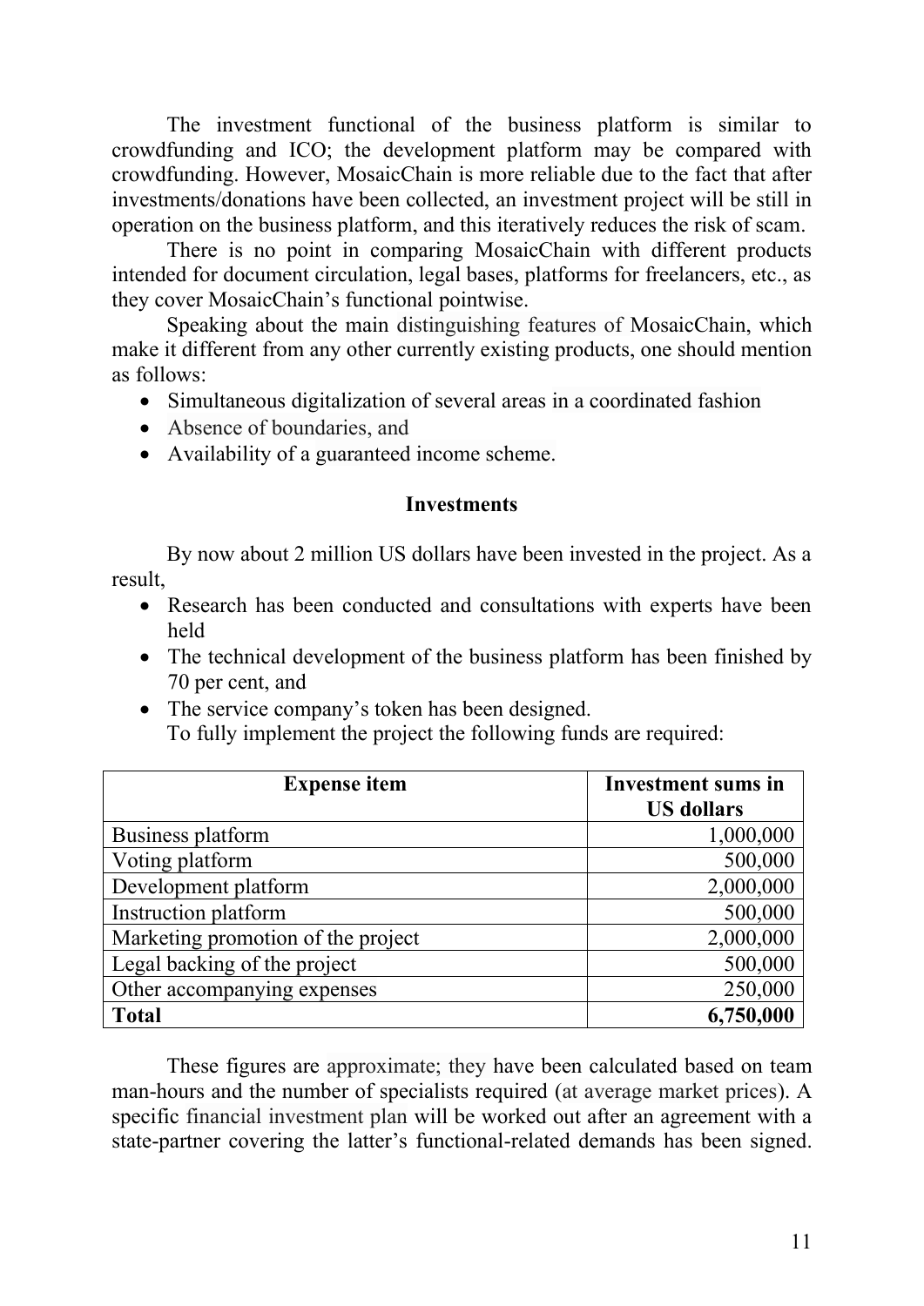The investment functional of the business platform is similar to crowdfunding and ICO; the development platform may be compared with crowdfunding. However, MosaicChain is more reliable due to the fact that after investments/donations have been collected, an investment project will be still in operation on the business platform, and this iteratively reduces the risk of scam.

There is no point in comparing MosaicChain with different products intended for document circulation, legal bases, platforms for freelancers, etc., as they cover MosaicChain's functional pointwise.

Speaking about the main distinguishing features of MosaicChain, which make it different from any other currently existing products, one should mention as follows:

- Simultaneous digitalization of several areas in a coordinated fashion
- Absence of boundaries, and
- Availability of a guaranteed income scheme.

### Investments

By now about 2 million US dollars have been invested in the project. As a result,

- Research has been conducted and consultations with experts have been held
- The technical development of the business platform has been finished by 70 per cent, and
- The service company's token has been designed.

To fully implement the project the following funds are required:

| Expense item | Investment sums in US dollars |
|---|---:|
| Business platform | 1,000,000 |
| Voting platform | 500,000 |
| Development platform | 2,000,000 |
| Instruction platform | 500,000 |
| Marketing promotion of the project | 2,000,000 |
| Legal backing of the project | 500,000 |
| Other accompanying expenses | 250,000 |
| **Total** | **6,750,000** |

These figures are approximate; they have been calculated based on team man-hours and the number of specialists required (at average market prices). A specific financial investment plan will be worked out after an agreement with a state-partner covering the latter's functional-related demands has been signed.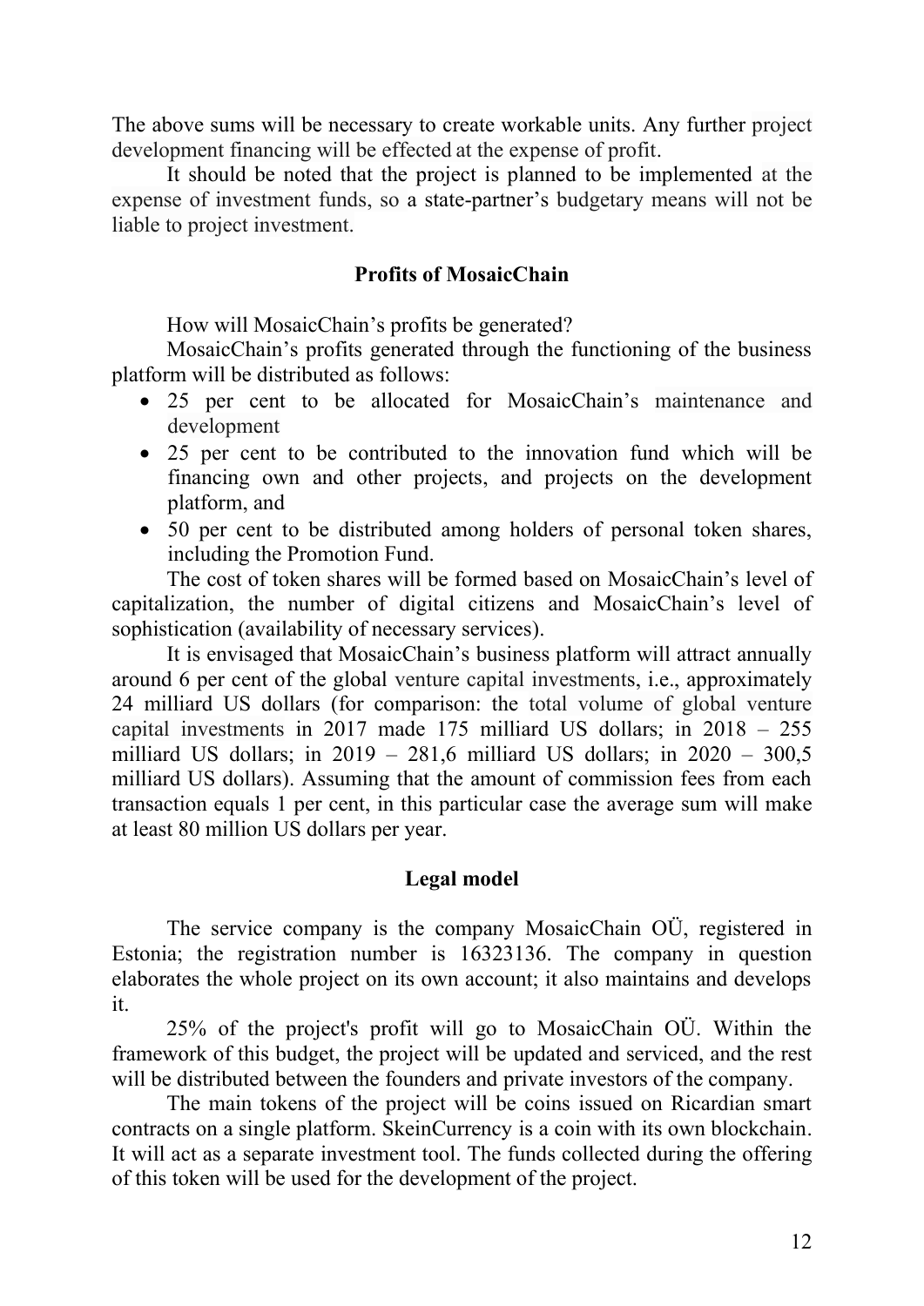The above sums will be necessary to create workable units. Any further project development financing will be effected at the expense of profit.

It should be noted that the project is planned to be implemented at the expense of investment funds, so a state-partner's budgetary means will not be liable to project investment.

## Profits of MosaicChain

How will MosaicChain's profits be generated?

MosaicChain's profits generated through the functioning of the business platform will be distributed as follows:

- 25 per cent to be allocated for MosaicChain's maintenance and development
- 25 per cent to be contributed to the innovation fund which will be financing own and other projects, and projects on the development platform, and
- 50 per cent to be distributed among holders of personal token shares, including the Promotion Fund.

The cost of token shares will be formed based on MosaicChain's level of capitalization, the number of digital citizens and MosaicChain's level of sophistication (availability of necessary services).

It is envisaged that MosaicChain's business platform will attract annually around 6 per cent of the global venture capital investments, i.e., approximately 24 milliard US dollars (for comparison: the total volume of global venture capital investments in 2017 made 175 milliard US dollars; in 2018 – 255 milliard US dollars; in 2019 – 281,6 milliard US dollars; in 2020 – 300,5 milliard US dollars). Assuming that the amount of commission fees from each transaction equals 1 per cent, in this particular case the average sum will make at least 80 million US dollars per year.

## Legal model

The service company is the company MosaicChain OÜ, registered in Estonia; the registration number is 16323136. The company in question elaborates the whole project on its own account; it also maintains and develops it.

25% of the project's profit will go to MosaicChain OÜ. Within the framework of this budget, the project will be updated and serviced, and the rest will be distributed between the founders and private investors of the company.

The main tokens of the project will be coins issued on Ricardian smart contracts on a single platform. SkeinCurrency is a coin with its own blockchain. It will act as a separate investment tool. The funds collected during the offering of this token will be used for the development of the project.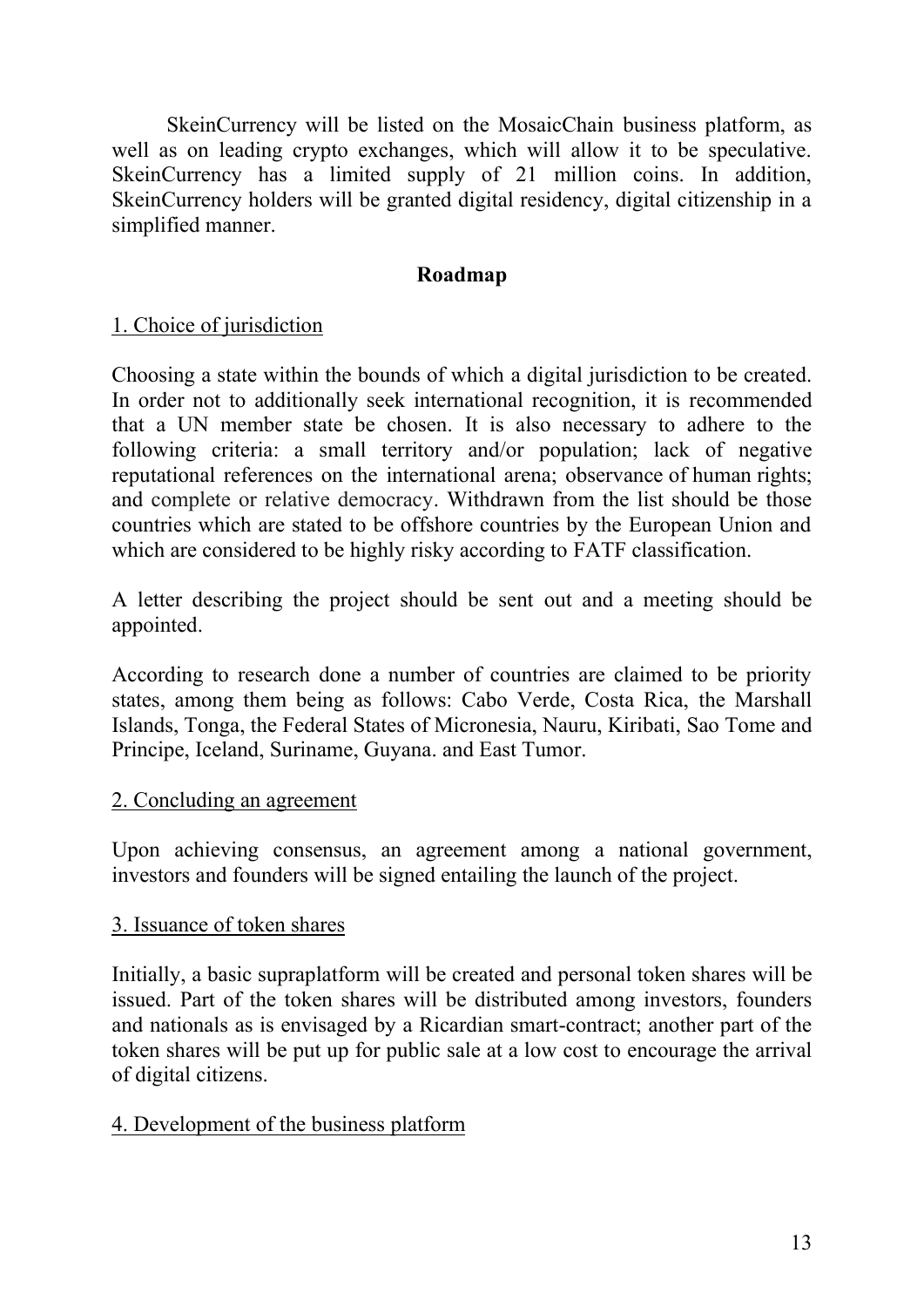SkeinCurrency will be listed on the MosaicChain business platform, as well as on leading crypto exchanges, which will allow it to be speculative. SkeinCurrency has a limited supply of 21 million coins. In addition, SkeinCurrency holders will be granted digital residency, digital citizenship in a simplified manner.

## Roadmap

### 1. Choice of jurisdiction

Choosing a state within the bounds of which a digital jurisdiction to be created. In order not to additionally seek international recognition, it is recommended that a UN member state be chosen. It is also necessary to adhere to the following criteria: a small territory and/or population; lack of negative reputational references on the international arena; observance of human rights; and complete or relative democracy. Withdrawn from the list should be those countries which are stated to be offshore countries by the European Union and which are considered to be highly risky according to FATF classification.

A letter describing the project should be sent out and a meeting should be appointed.

According to research done a number of countries are claimed to be priority states, among them being as follows: Cabo Verde, Costa Rica, the Marshall Islands, Tonga, the Federal States of Micronesia, Nauru, Kiribati, Sao Tome and Principe, Iceland, Suriname, Guyana. and East Tumor.

### 2. Concluding an agreement

Upon achieving consensus, an agreement among a national government, investors and founders will be signed entailing the launch of the project.

### 3. Issuance of token shares

Initially, a basic supraplatform will be created and personal token shares will be issued. Part of the token shares will be distributed among investors, founders and nationals as is envisaged by a Ricardian smart-contract; another part of the token shares will be put up for public sale at a low cost to encourage the arrival of digital citizens.

### 4. Development of the business platform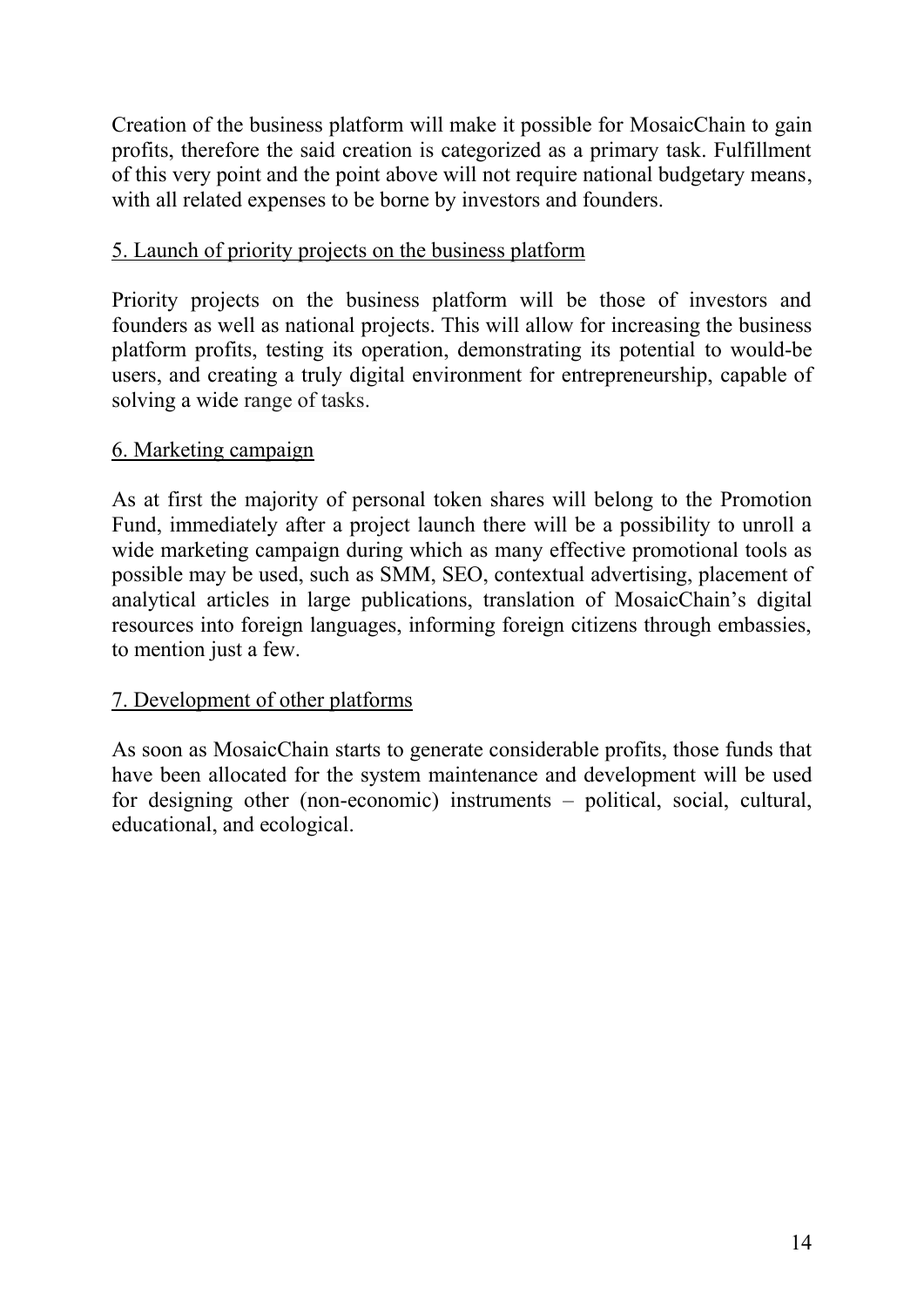Creation of the business platform will make it possible for MosaicChain to gain profits, therefore the said creation is categorized as a primary task. Fulfillment of this very point and the point above will not require national budgetary means, with all related expenses to be borne by investors and founders.

5. Launch of priority projects on the business platform

Priority projects on the business platform will be those of investors and founders as well as national projects. This will allow for increasing the business platform profits, testing its operation, demonstrating its potential to would-be users, and creating a truly digital environment for entrepreneurship, capable of solving a wide range of tasks.

6. Marketing campaign

As at first the majority of personal token shares will belong to the Promotion Fund, immediately after a project launch there will be a possibility to unroll a wide marketing campaign during which as many effective promotional tools as possible may be used, such as SMM, SEO, contextual advertising, placement of analytical articles in large publications, translation of MosaicChain's digital resources into foreign languages, informing foreign citizens through embassies, to mention just a few.

7. Development of other platforms

As soon as MosaicChain starts to generate considerable profits, those funds that have been allocated for the system maintenance and development will be used for designing other (non-economic) instruments – political, social, cultural, educational, and ecological.